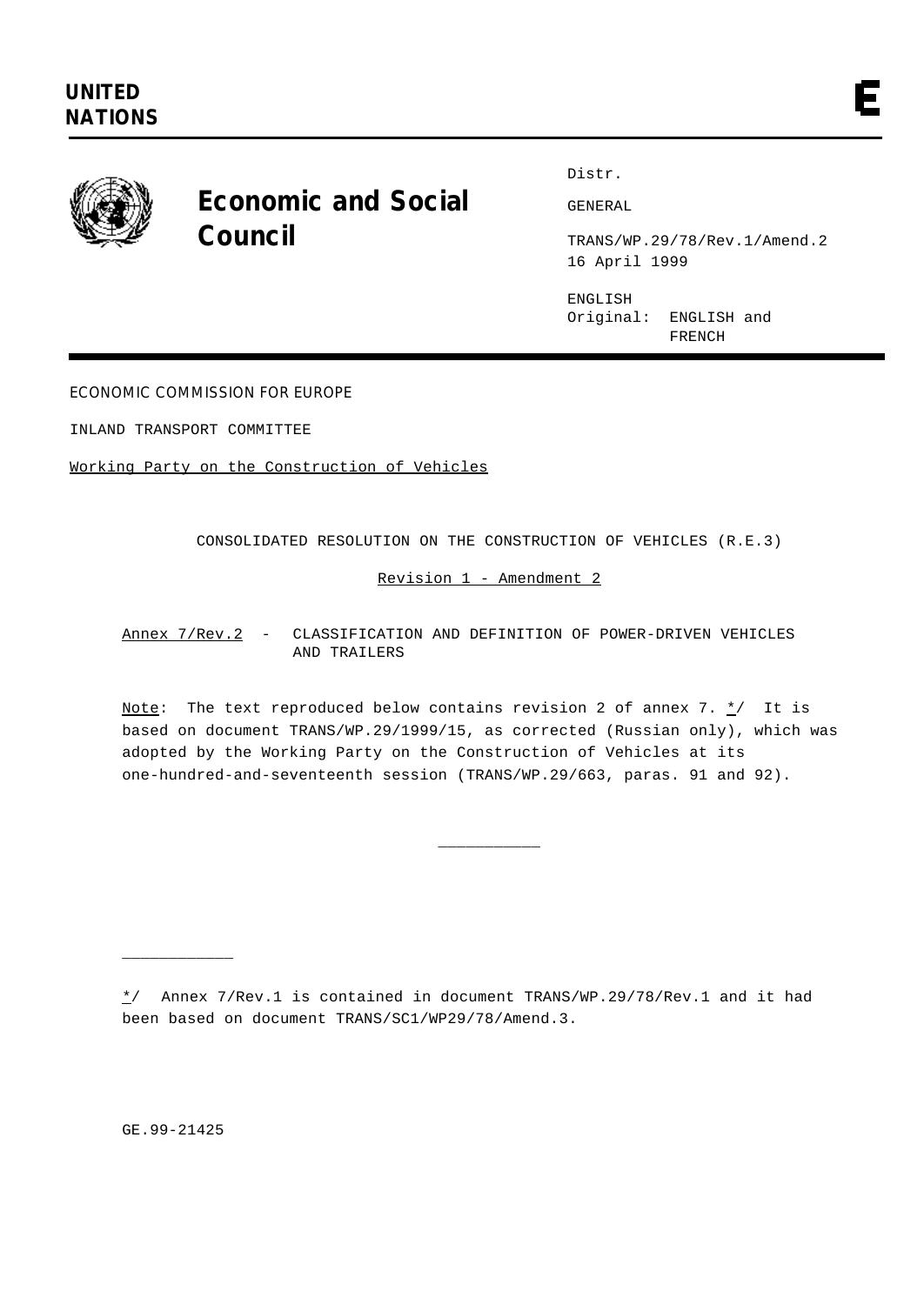**UNITED NATIONS**

**E**

# Economic and Social Council

Distr.
GENERAL

TRANS/WP.29/78/Rev.1/Amend.2
16 April 1999

ENGLISH
Original: ENGLISH and FRENCH

ECONOMIC COMMISSION FOR EUROPE

INLAND TRANSPORT COMMITTEE

Working Party on the Construction of Vehicles

CONSOLIDATED RESOLUTION ON THE CONSTRUCTION OF VEHICLES (R.E.3)

Revision 1 - Amendment 2

Annex 7/Rev.2 - CLASSIFICATION AND DEFINITION OF POWER-DRIVEN VEHICLES AND TRAILERS

Note: The text reproduced below contains revision 2 of annex 7. */ It is based on document TRANS/WP.29/1999/15, as corrected (Russian only), which was adopted by the Working Party on the Construction of Vehicles at its one-hundred-and-seventeenth session (TRANS/WP.29/663, paras. 91 and 92).

___________

___________

*/ Annex 7/Rev.1 is contained in document TRANS/WP.29/78/Rev.1 and it had been based on document TRANS/SC1/WP29/78/Amend.3.

GE.99-21425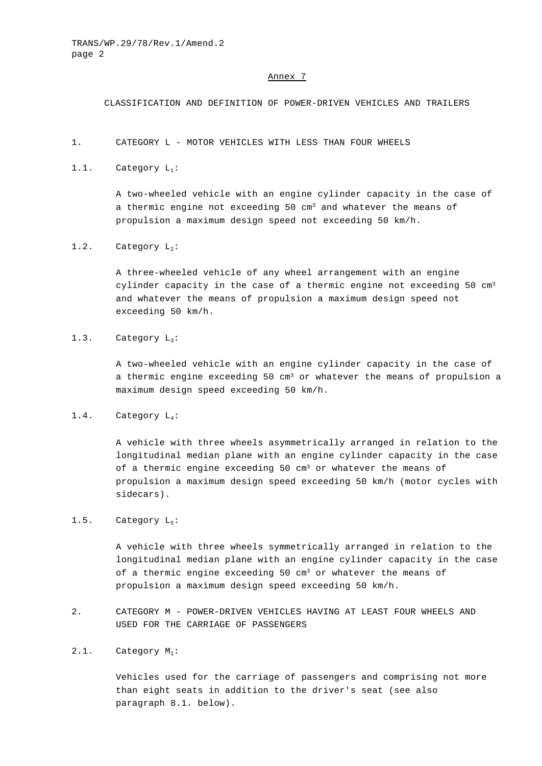## Annex 7

### CLASSIFICATION AND DEFINITION OF POWER-DRIVEN VEHICLES AND TRAILERS

1. CATEGORY L - MOTOR VEHICLES WITH LESS THAN FOUR WHEELS

1.1. Category $L_1$:

A two-wheeled vehicle with an engine cylinder capacity in the case of a thermic engine not exceeding 50 $cm^3$ and whatever the means of propulsion a maximum design speed not exceeding 50 km/h.

1.2. Category $L_2$:

A three-wheeled vehicle of any wheel arrangement with an engine cylinder capacity in the case of a thermic engine not exceeding 50 $cm^3$ and whatever the means of propulsion a maximum design speed not exceeding 50 km/h.

1.3. Category $L_3$:

A two-wheeled vehicle with an engine cylinder capacity in the case of a thermic engine exceeding 50 $cm^3$ or whatever the means of propulsion a maximum design speed exceeding 50 km/h.

1.4. Category $L_4$:

A vehicle with three wheels asymmetrically arranged in relation to the longitudinal median plane with an engine cylinder capacity in the case of a thermic engine exceeding 50 $cm^3$ or whatever the means of propulsion a maximum design speed exceeding 50 km/h (motor cycles with sidecars).

1.5. Category $L_5$:

A vehicle with three wheels symmetrically arranged in relation to the longitudinal median plane with an engine cylinder capacity in the case of a thermic engine exceeding 50 $cm^3$ or whatever the means of propulsion a maximum design speed exceeding 50 km/h.

2. CATEGORY M - POWER-DRIVEN VEHICLES HAVING AT LEAST FOUR WHEELS AND USED FOR THE CARRIAGE OF PASSENGERS

2.1. Category $M_1$:

Vehicles used for the carriage of passengers and comprising not more than eight seats in addition to the driver's seat (see also paragraph 8.1. below).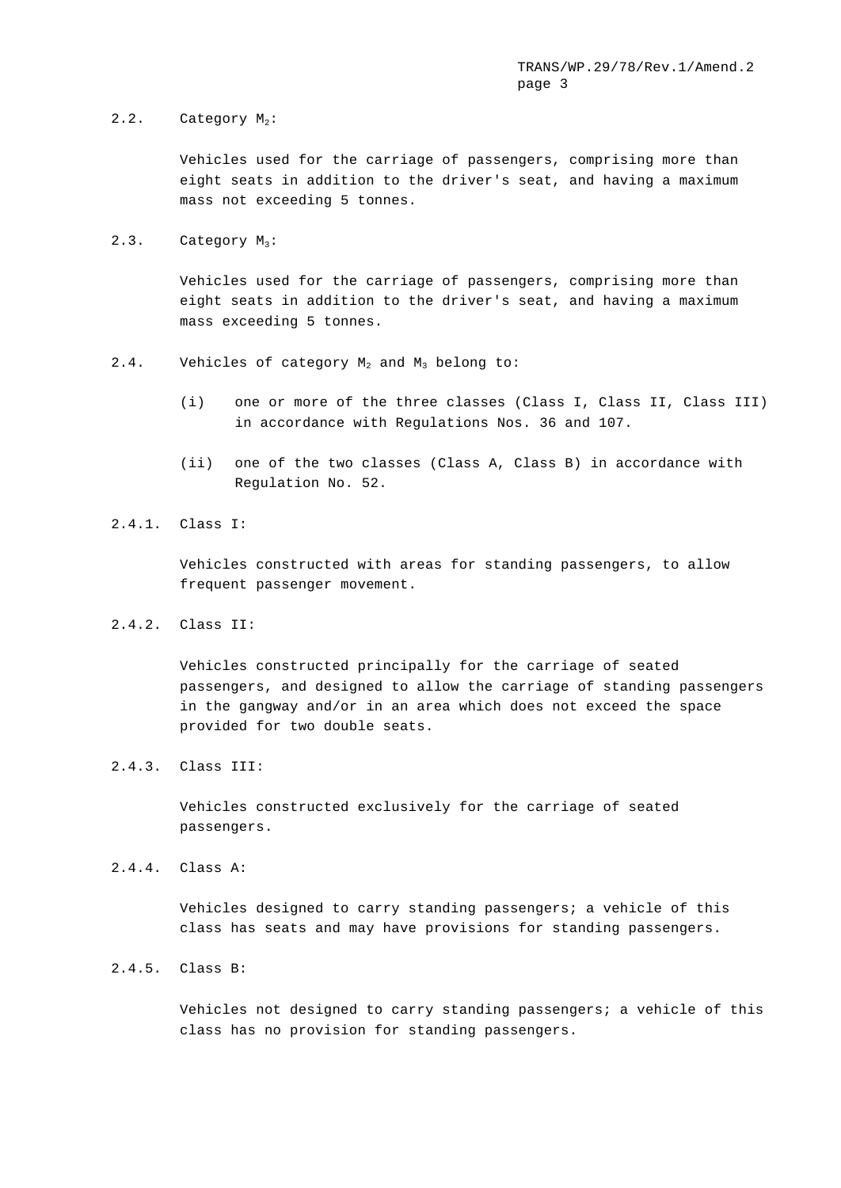2.2. Category $M_2$:

Vehicles used for the carriage of passengers, comprising more than eight seats in addition to the driver's seat, and having a maximum mass not exceeding 5 tonnes.

2.3. Category $M_3$:

Vehicles used for the carriage of passengers, comprising more than eight seats in addition to the driver's seat, and having a maximum mass exceeding 5 tonnes.

2.4. Vehicles of category $M_2$ and $M_3$ belong to:

(i) one or more of the three classes (Class I, Class II, Class III) in accordance with Regulations Nos. 36 and 107.

(ii) one of the two classes (Class A, Class B) in accordance with Regulation No. 52.

2.4.1. Class I:

Vehicles constructed with areas for standing passengers, to allow frequent passenger movement.

2.4.2. Class II:

Vehicles constructed principally for the carriage of seated passengers, and designed to allow the carriage of standing passengers in the gangway and/or in an area which does not exceed the space provided for two double seats.

2.4.3. Class III:

Vehicles constructed exclusively for the carriage of seated passengers.

2.4.4. Class A:

Vehicles designed to carry standing passengers; a vehicle of this class has seats and may have provisions for standing passengers.

2.4.5. Class B:

Vehicles not designed to carry standing passengers; a vehicle of this class has no provision for standing passengers.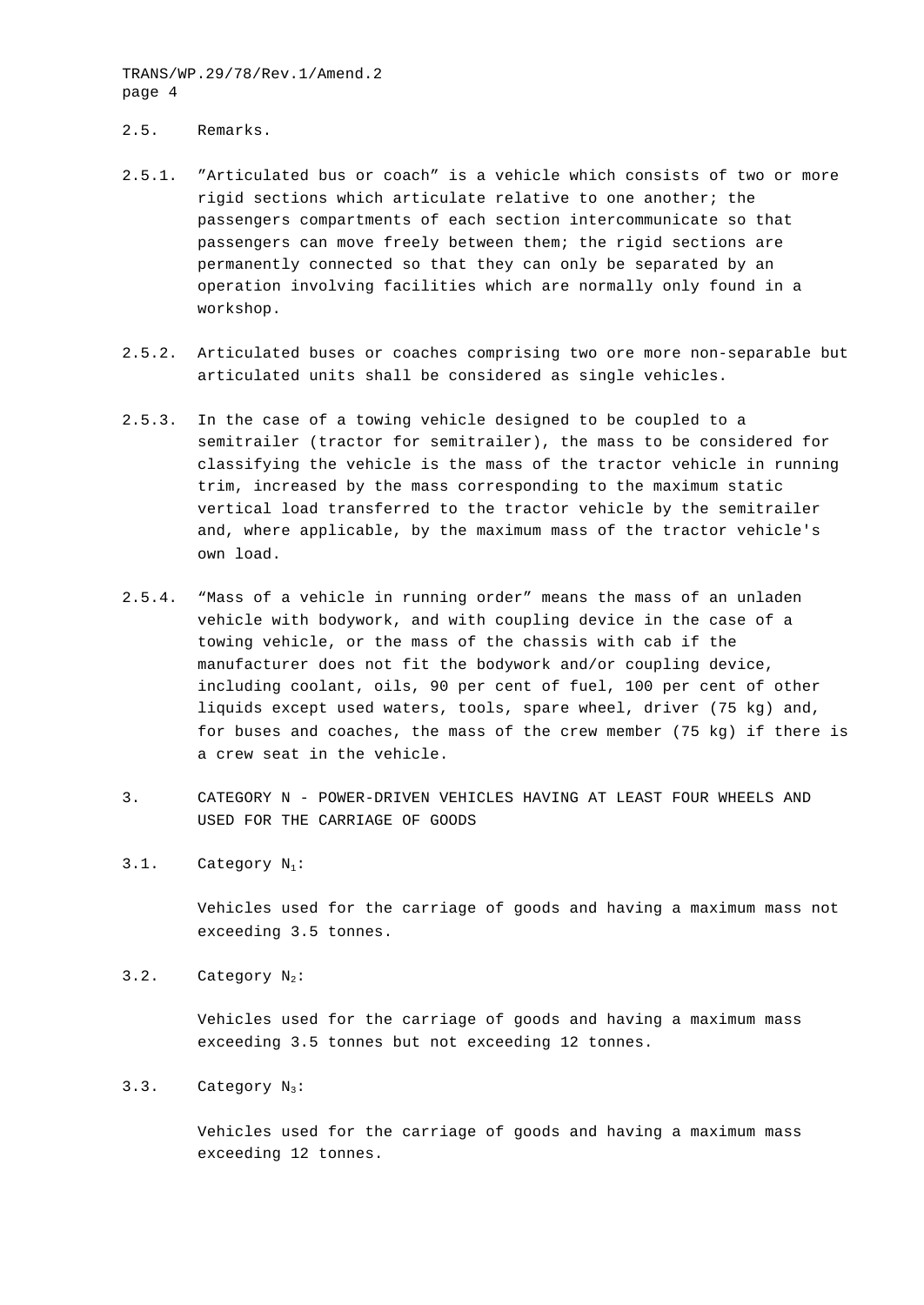2.5. Remarks.

2.5.1. ”Articulated bus or coach” is a vehicle which consists of two or more rigid sections which articulate relative to one another; the passengers compartments of each section intercommunicate so that passengers can move freely between them; the rigid sections are permanently connected so that they can only be separated by an operation involving facilities which are normally only found in a workshop.

2.5.2. Articulated buses or coaches comprising two ore more non-separable but articulated units shall be considered as single vehicles.

2.5.3. In the case of a towing vehicle designed to be coupled to a semitrailer (tractor for semitrailer), the mass to be considered for classifying the vehicle is the mass of the tractor vehicle in running trim, increased by the mass corresponding to the maximum static vertical load transferred to the tractor vehicle by the semitrailer and, where applicable, by the maximum mass of the tractor vehicle's own load.

2.5.4. “Mass of a vehicle in running order” means the mass of an unladen vehicle with bodywork, and with coupling device in the case of a towing vehicle, or the mass of the chassis with cab if the manufacturer does not fit the bodywork and/or coupling device, including coolant, oils, 90 per cent of fuel, 100 per cent of other liquids except used waters, tools, spare wheel, driver (75 kg) and, for buses and coaches, the mass of the crew member (75 kg) if there is a crew seat in the vehicle.

3. CATEGORY N - POWER-DRIVEN VEHICLES HAVING AT LEAST FOUR WHEELS AND USED FOR THE CARRIAGE OF GOODS

3.1. Category $N_1$:

Vehicles used for the carriage of goods and having a maximum mass not exceeding 3.5 tonnes.

3.2. Category $N_2$:

Vehicles used for the carriage of goods and having a maximum mass exceeding 3.5 tonnes but not exceeding 12 tonnes.

3.3. Category $N_3$:

Vehicles used for the carriage of goods and having a maximum mass exceeding 12 tonnes.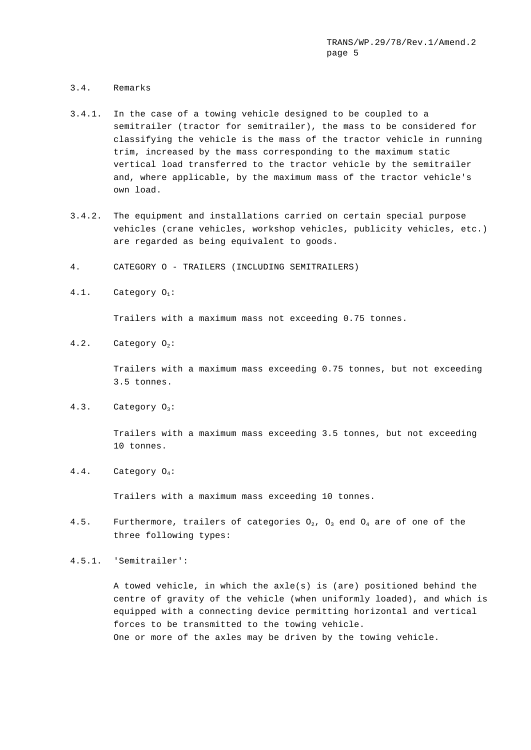3.4. Remarks

3.4.1. In the case of a towing vehicle designed to be coupled to a semitrailer (tractor for semitrailer), the mass to be considered for classifying the vehicle is the mass of the tractor vehicle in running trim, increased by the mass corresponding to the maximum static vertical load transferred to the tractor vehicle by the semitrailer and, where applicable, by the maximum mass of the tractor vehicle's own load.

3.4.2. The equipment and installations carried on certain special purpose vehicles (crane vehicles, workshop vehicles, publicity vehicles, etc.) are regarded as being equivalent to goods.

4. CATEGORY O - TRAILERS (INCLUDING SEMITRAILERS)

4.1. Category $O_1$:

Trailers with a maximum mass not exceeding 0.75 tonnes.

4.2. Category $O_2$:

Trailers with a maximum mass exceeding 0.75 tonnes, but not exceeding 3.5 tonnes.

4.3. Category $O_3$:

Trailers with a maximum mass exceeding 3.5 tonnes, but not exceeding 10 tonnes.

4.4. Category $O_4$:

Trailers with a maximum mass exceeding 10 tonnes.

4.5. Furthermore, trailers of categories $O_2$, $O_3$ end $O_4$ are of one of the three following types:

4.5.1. 'Semitrailer':

A towed vehicle, in which the axle(s) is (are) positioned behind the centre of gravity of the vehicle (when uniformly loaded), and which is equipped with a connecting device permitting horizontal and vertical forces to be transmitted to the towing vehicle.
One or more of the axles may be driven by the towing vehicle.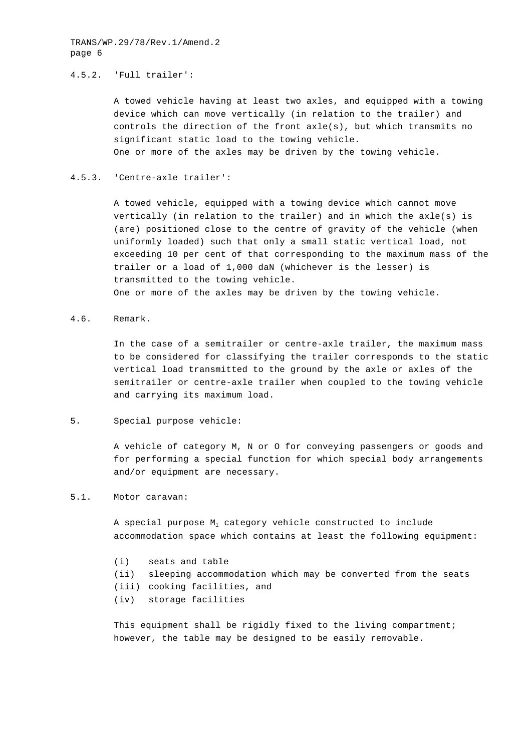4.5.2. 'Full trailer':

A towed vehicle having at least two axles, and equipped with a towing device which can move vertically (in relation to the trailer) and controls the direction of the front axle(s), but which transmits no significant static load to the towing vehicle.
One or more of the axles may be driven by the towing vehicle.

4.5.3. 'Centre-axle trailer':

A towed vehicle, equipped with a towing device which cannot move vertically (in relation to the trailer) and in which the axle(s) is (are) positioned close to the centre of gravity of the vehicle (when uniformly loaded) such that only a small static vertical load, not exceeding 10 per cent of that corresponding to the maximum mass of the trailer or a load of 1,000 daN (whichever is the lesser) is transmitted to the towing vehicle.
One or more of the axles may be driven by the towing vehicle.

4.6. Remark.

In the case of a semitrailer or centre-axle trailer, the maximum mass to be considered for classifying the trailer corresponds to the static vertical load transmitted to the ground by the axle or axles of the semitrailer or centre-axle trailer when coupled to the towing vehicle and carrying its maximum load.

5. Special purpose vehicle:

A vehicle of category M, N or O for conveying passengers or goods and for performing a special function for which special body arrangements and/or equipment are necessary.

5.1. Motor caravan:

A special purpose $M_1$ category vehicle constructed to include accommodation space which contains at least the following equipment:

(i) seats and table
(ii) sleeping accommodation which may be converted from the seats
(iii) cooking facilities, and
(iv) storage facilities

This equipment shall be rigidly fixed to the living compartment; however, the table may be designed to be easily removable.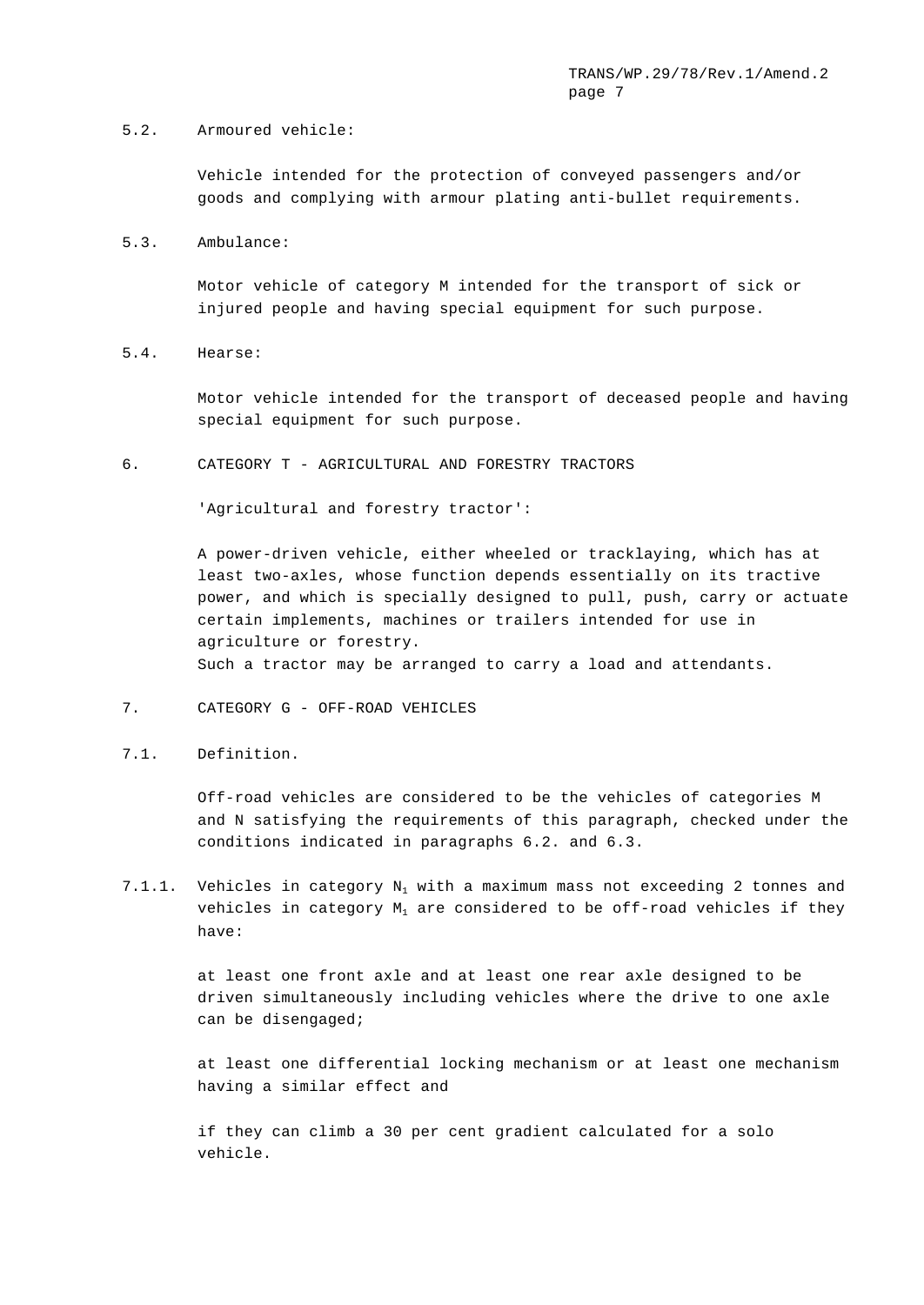5.2. Armoured vehicle:

Vehicle intended for the protection of conveyed passengers and/or goods and complying with armour plating anti-bullet requirements.

5.3. Ambulance:

Motor vehicle of category M intended for the transport of sick or injured people and having special equipment for such purpose.

5.4. Hearse:

Motor vehicle intended for the transport of deceased people and having special equipment for such purpose.

## 6. CATEGORY T - AGRICULTURAL AND FORESTRY TRACTORS

'Agricultural and forestry tractor':

A power-driven vehicle, either wheeled or tracklaying, which has at least two-axles, whose function depends essentially on its tractive power, and which is specially designed to pull, push, carry or actuate certain implements, machines or trailers intended for use in agriculture or forestry.
Such a tractor may be arranged to carry a load and attendants.

## 7. CATEGORY G - OFF-ROAD VEHICLES

7.1. Definition.

Off-road vehicles are considered to be the vehicles of categories M and N satisfying the requirements of this paragraph, checked under the conditions indicated in paragraphs 6.2. and 6.3.

7.1.1. Vehicles in category $N_1$ with a maximum mass not exceeding 2 tonnes and vehicles in category $M_1$ are considered to be off-road vehicles if they have:

at least one front axle and at least one rear axle designed to be driven simultaneously including vehicles where the drive to one axle can be disengaged;

at least one differential locking mechanism or at least one mechanism having a similar effect and

if they can climb a 30 per cent gradient calculated for a solo vehicle.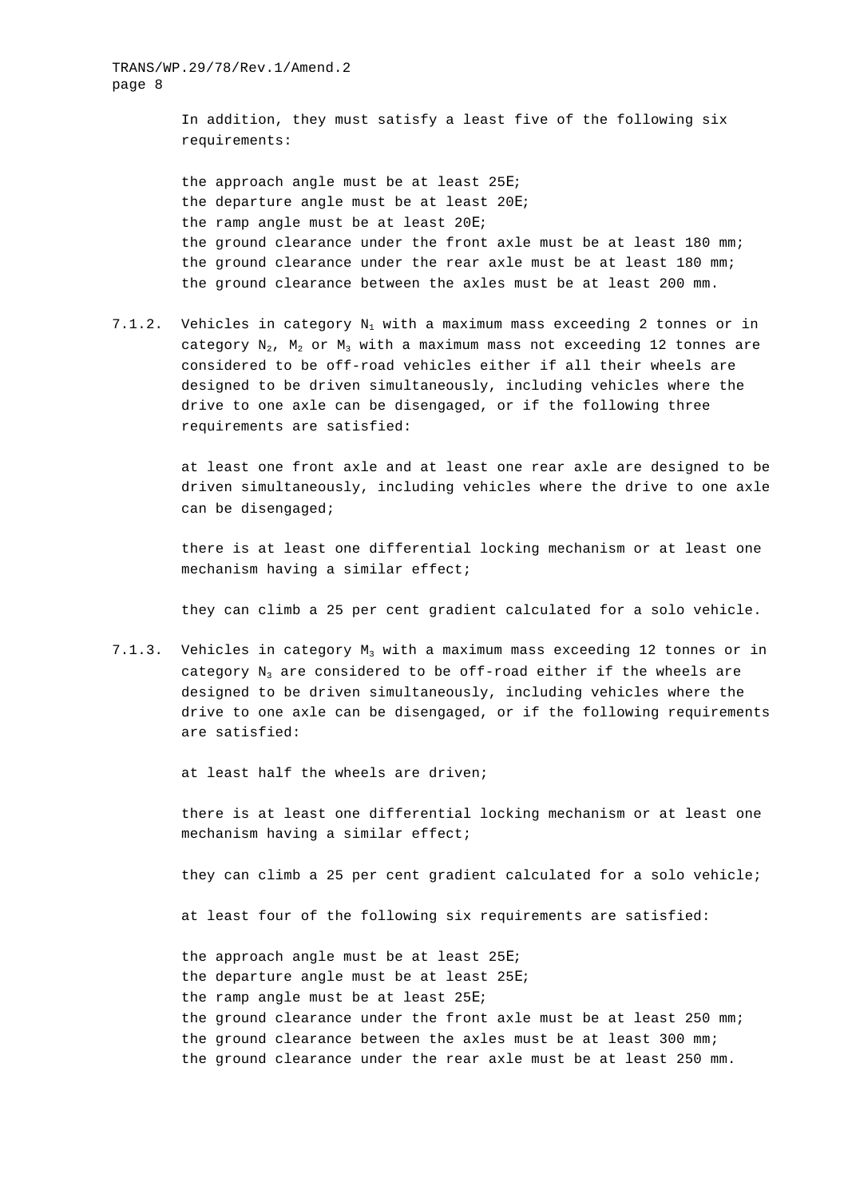In addition, they must satisfy a least five of the following six requirements:

the approach angle must be at least 25E;
the departure angle must be at least 20E;
the ramp angle must be at least 20E;
the ground clearance under the front axle must be at least 180 mm;
the ground clearance under the rear axle must be at least 180 mm;
the ground clearance between the axles must be at least 200 mm.

7.1.2. Vehicles in category $N_1$ with a maximum mass exceeding 2 tonnes or in category $N_2$, $M_2$ or $M_3$ with a maximum mass not exceeding 12 tonnes are considered to be off-road vehicles either if all their wheels are designed to be driven simultaneously, including vehicles where the drive to one axle can be disengaged, or if the following three requirements are satisfied:

at least one front axle and at least one rear axle are designed to be driven simultaneously, including vehicles where the drive to one axle can be disengaged;

there is at least one differential locking mechanism or at least one mechanism having a similar effect;

they can climb a 25 per cent gradient calculated for a solo vehicle.

7.1.3. Vehicles in category $M_3$ with a maximum mass exceeding 12 tonnes or in category $N_3$ are considered to be off-road either if the wheels are designed to be driven simultaneously, including vehicles where the drive to one axle can be disengaged, or if the following requirements are satisfied:

at least half the wheels are driven;

there is at least one differential locking mechanism or at least one mechanism having a similar effect;

they can climb a 25 per cent gradient calculated for a solo vehicle;

at least four of the following six requirements are satisfied:

the approach angle must be at least 25E;
the departure angle must be at least 25E;
the ramp angle must be at least 25E;
the ground clearance under the front axle must be at least 250 mm;
the ground clearance between the axles must be at least 300 mm;
the ground clearance under the rear axle must be at least 250 mm.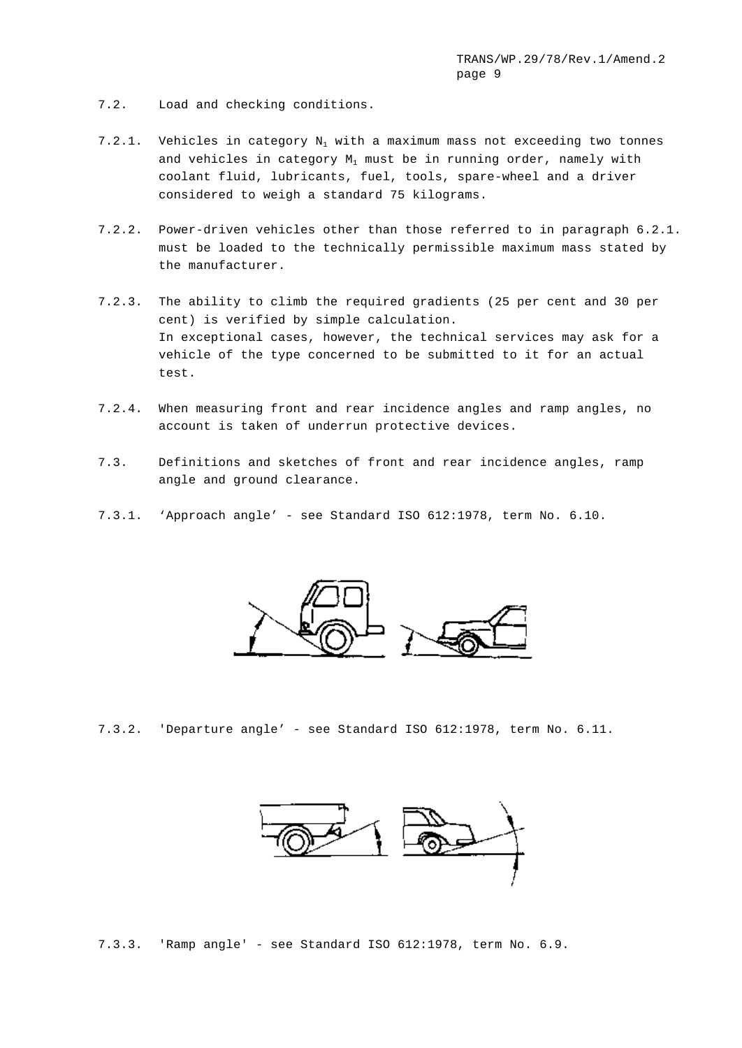7.2. Load and checking conditions.

7.2.1. Vehicles in category $N_1$ with a maximum mass not exceeding two tonnes and vehicles in category $M_1$ must be in running order, namely with coolant fluid, lubricants, fuel, tools, spare-wheel and a driver considered to weigh a standard 75 kilograms.

7.2.2. Power-driven vehicles other than those referred to in paragraph 6.2.1. must be loaded to the technically permissible maximum mass stated by the manufacturer.

7.2.3. The ability to climb the required gradients (25 per cent and 30 per cent) is verified by simple calculation.
In exceptional cases, however, the technical services may ask for a vehicle of the type concerned to be submitted to it for an actual test.

7.2.4. When measuring front and rear incidence angles and ramp angles, no account is taken of underrun protective devices.

7.3. Definitions and sketches of front and rear incidence angles, ramp angle and ground clearance.

7.3.1. 'Approach angle' - see Standard ISO 612:1978, term No. 6.10.

7.3.2. 'Departure angle' - see Standard ISO 612:1978, term No. 6.11.

7.3.3. 'Ramp angle' - see Standard ISO 612:1978, term No. 6.9.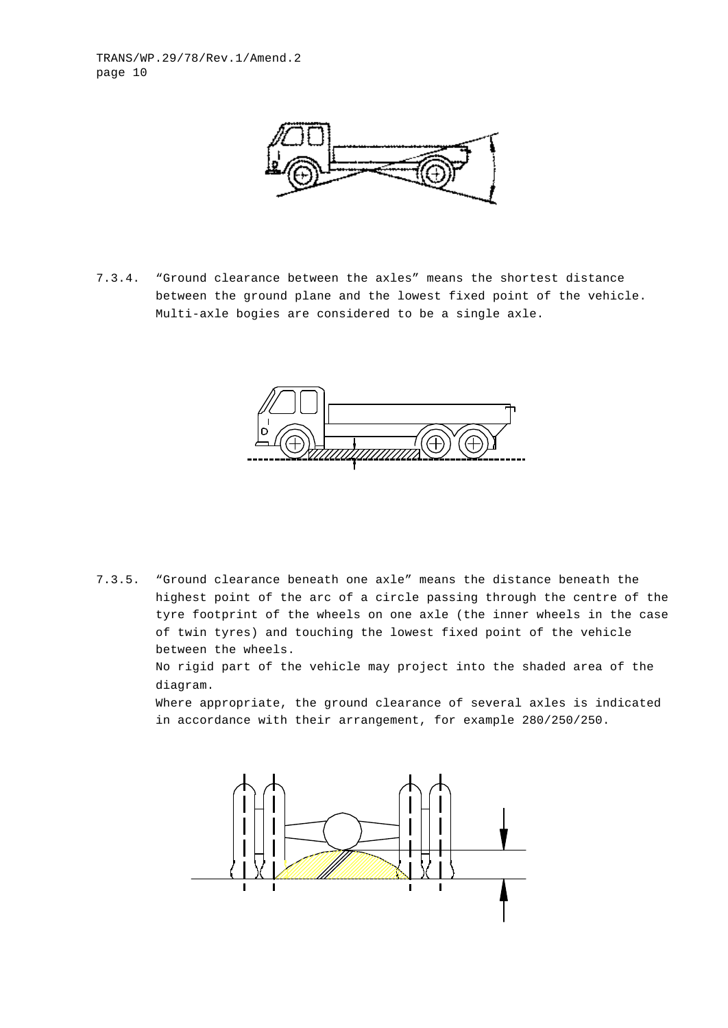7.3.4. “Ground clearance between the axles” means the shortest distance between the ground plane and the lowest fixed point of the vehicle. Multi-axle bogies are considered to be a single axle.

7.3.5. “Ground clearance beneath one axle” means the distance beneath the highest point of the arc of a circle passing through the centre of the tyre footprint of the wheels on one axle (the inner wheels in the case of twin tyres) and touching the lowest fixed point of the vehicle between the wheels.

No rigid part of the vehicle may project into the shaded area of the diagram.

Where appropriate, the ground clearance of several axles is indicated in accordance with their arrangement, for example 280/250/250.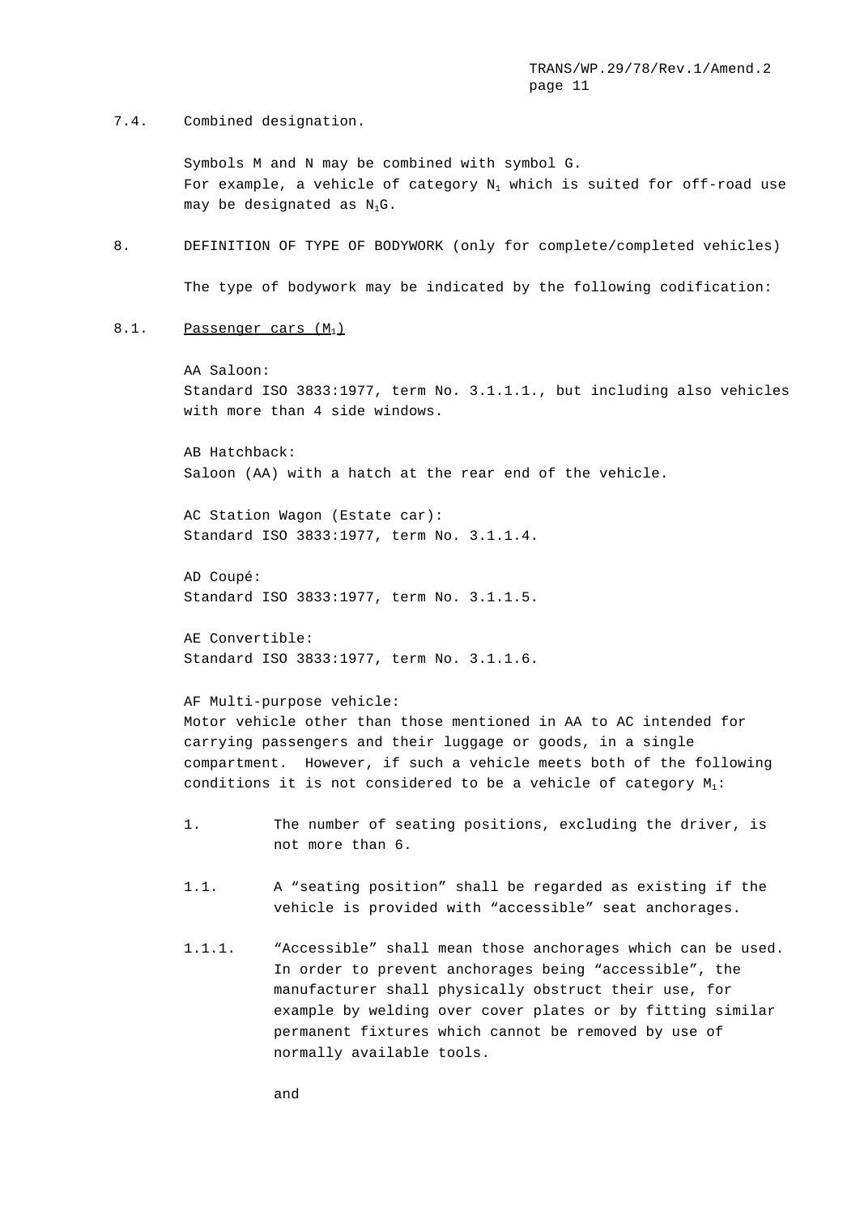7.4. Combined designation.

Symbols M and N may be combined with symbol G.
For example, a vehicle of category $N_1$ which is suited for off-road use may be designated as $N_1G$.

8. DEFINITION OF TYPE OF BODYWORK (only for complete/completed vehicles)

The type of bodywork may be indicated by the following codification:

8.1. <u>Passenger cars ($M_1$)</u>

AA Saloon:
Standard ISO 3833:1977, term No. 3.1.1.1., but including also vehicles with more than 4 side windows.

AB Hatchback:
Saloon (AA) with a hatch at the rear end of the vehicle.

AC Station Wagon (Estate car):
Standard ISO 3833:1977, term No. 3.1.1.4.

AD Coupé:
Standard ISO 3833:1977, term No. 3.1.1.5.

AE Convertible:
Standard ISO 3833:1977, term No. 3.1.1.6.

AF Multi-purpose vehicle:
Motor vehicle other than those mentioned in AA to AC intended for carrying passengers and their luggage or goods, in a single compartment. However, if such a vehicle meets both of the following conditions it is not considered to be a vehicle of category $M_1$:

1. The number of seating positions, excluding the driver, is not more than 6.

1.1. A "seating position" shall be regarded as existing if the vehicle is provided with "accessible" seat anchorages.

1.1.1. "Accessible" shall mean those anchorages which can be used. In order to prevent anchorages being "accessible", the manufacturer shall physically obstruct their use, for example by welding over cover plates or by fitting similar permanent fixtures which cannot be removed by use of normally available tools.

and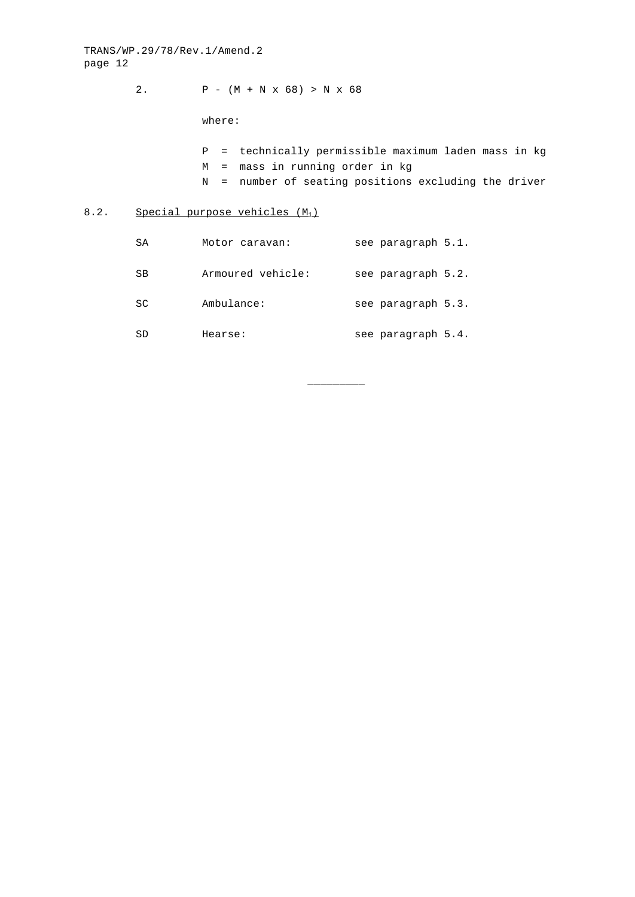2. $P - (M + N \times 68) > N \times 68$

where:

$P$ = technically permissible maximum laden mass in kg
$M$ = mass in running order in kg
$N$ = number of seating positions excluding the driver

8.2. Special purpose vehicles ($M_1$)

| | | |
|---|---|---|
| SA | Motor caravan: | see paragraph 5.1. |
| SB | Armoured vehicle: | see paragraph 5.2. |
| SC | Ambulance: | see paragraph 5.3. |
| SD | Hearse: | see paragraph 5.4. |

\_\_\_\_\_\_\_\_\_